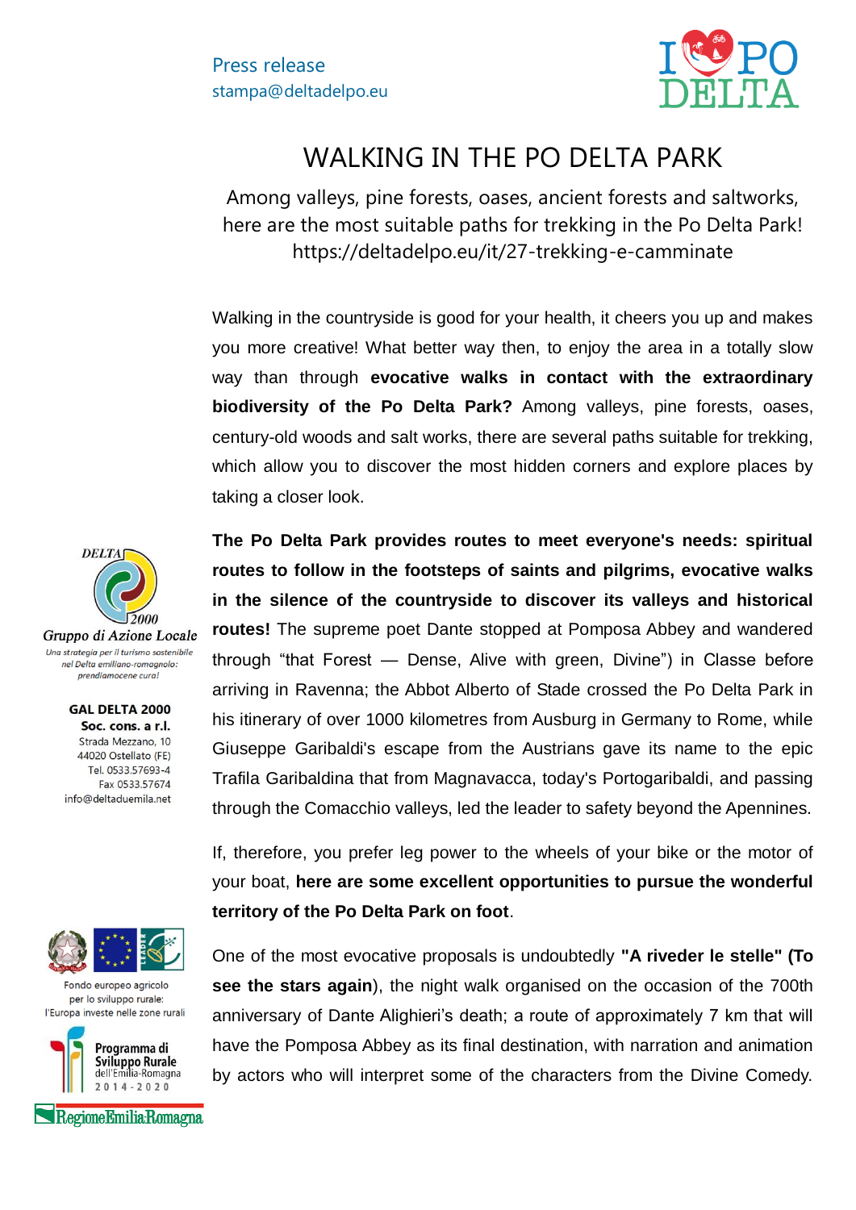Press release
stampa@deltadelpo.eu

# WALKING IN THE PO DELTA PARK

Among valleys, pine forests, oases, ancient forests and saltworks, here are the most suitable paths for trekking in the Po Delta Park!
https://deltadelpo.eu/it/27-trekking-e-camminate

Walking in the countryside is good for your health, it cheers you up and makes you more creative! What better way then, to enjoy the area in a totally slow way than through **evocative walks in contact with the extraordinary biodiversity of the Po Delta Park?** Among valleys, pine forests, oases, century-old woods and salt works, there are several paths suitable for trekking, which allow you to discover the most hidden corners and explore places by taking a closer look.

**The Po Delta Park provides routes to meet everyone's needs: spiritual routes to follow in the footsteps of saints and pilgrims, evocative walks in the silence of the countryside to discover its valleys and historical routes!** The supreme poet Dante stopped at Pomposa Abbey and wandered through "that Forest — Dense, Alive with green, Divine") in Classe before arriving in Ravenna; the Abbot Alberto of Stade crossed the Po Delta Park in his itinerary of over 1000 kilometres from Ausburg in Germany to Rome, while Giuseppe Garibaldi's escape from the Austrians gave its name to the epic Trafila Garibaldina that from Magnavacca, today's Portogaribaldi, and passing through the Comacchio valleys, led the leader to safety beyond the Apennines.

If, therefore, you prefer leg power to the wheels of your bike or the motor of your boat, **here are some excellent opportunities to pursue the wonderful territory of the Po Delta Park on foot**.

One of the most evocative proposals is undoubtedly **"A riveder le stelle" (To see the stars again**), the night walk organised on the occasion of the 700th anniversary of Dante Alighieri's death; a route of approximately 7 km that will have the Pomposa Abbey as its final destination, with narration and animation by actors who will interpret some of the characters from the Divine Comedy.

Gruppo di Azione Locale
*Una strategia per il turismo sostenibile nel Delta emiliano-romagnolo: prendiamocene cura!*

**GAL DELTA 2000**
**Soc. cons. a r.l.**
Strada Mezzano, 10
44020 Ostellato (FE)
Tel. 0533.57693-4
Fax 0533.57674
info@deltaduemila.net

Fondo europeo agricolo per lo sviluppo rurale: l'Europa investe nelle zone rurali

Programma di Sviluppo Rurale dell'Emilia-Romagna 2014-2020

RegioneEmiliaRomagna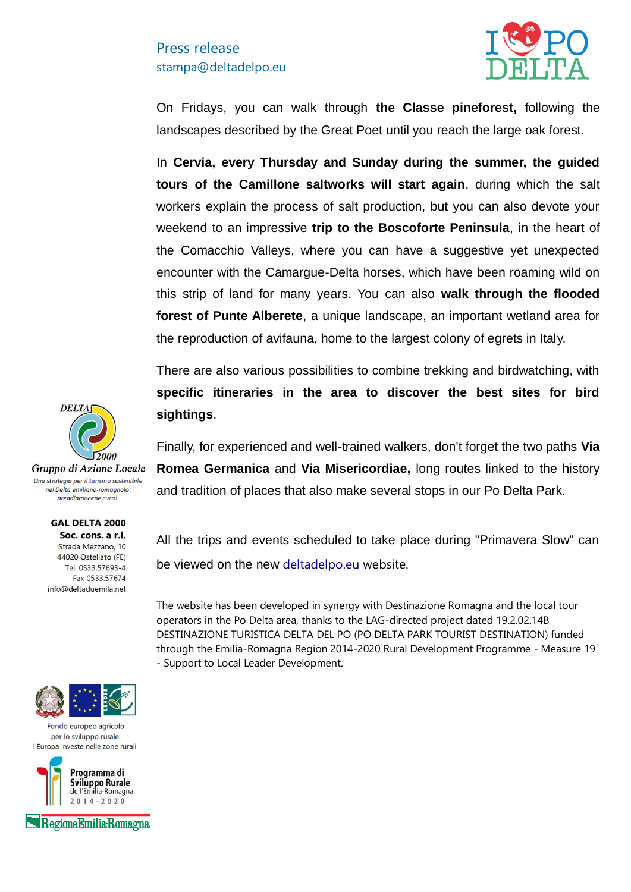Press release
stampa@deltadelpo.eu

On Fridays, you can walk through **the Classe pineforest,** following the landscapes described by the Great Poet until you reach the large oak forest.

In **Cervia, every Thursday and Sunday during the summer, the guided tours of the Camillone saltworks will start again**, during which the salt workers explain the process of salt production, but you can also devote your weekend to an impressive **trip to the Boscoforte Peninsula**, in the heart of the Comacchio Valleys, where you can have a suggestive yet unexpected encounter with the Camargue-Delta horses, which have been roaming wild on this strip of land for many years. You can also **walk through the flooded forest of Punte Alberete**, a unique landscape, an important wetland area for the reproduction of avifauna, home to the largest colony of egrets in Italy.

There are also various possibilities to combine trekking and birdwatching, with **specific itineraries in the area to discover the best sites for bird sightings**.

Finally, for experienced and well-trained walkers, don't forget the two paths **Via Romea Germanica** and **Via Misericordiae,** long routes linked to the history and tradition of places that also make several stops in our Po Delta Park.

All the trips and events scheduled to take place during "Primavera Slow" can be viewed on the new [deltadelpo.eu](deltadelpo.eu) website.

The website has been developed in synergy with Destinazione Romagna and the local tour operators in the Po Delta area, thanks to the LAG-directed project dated 19.2.02.14B DESTINAZIONE TURISTICA DELTA DEL PO (PO DELTA PARK TOURIST DESTINATION) funded through the Emilia-Romagna Region 2014-2020 Rural Development Programme - Measure 19 - Support to Local Leader Development.

Gruppo di Azione Locale
*Una strategia per il turismo sostenibile nel Delta emiliano-romagnolo: prendiamocene cura!*

**GAL DELTA 2000**
**Soc. cons. a r.l.**
Strada Mezzano, 10
44020 Ostellato (FE)
Tel. 0533.57693-4
Fax 0533.57674
info@deltaduemila.net

Fondo europeo agricolo per lo sviluppo rurale: l'Europa investe nelle zone rurali

Programma di Sviluppo Rurale dell'Emilia-Romagna 2014-2020

RegioneEmiliaRomagna